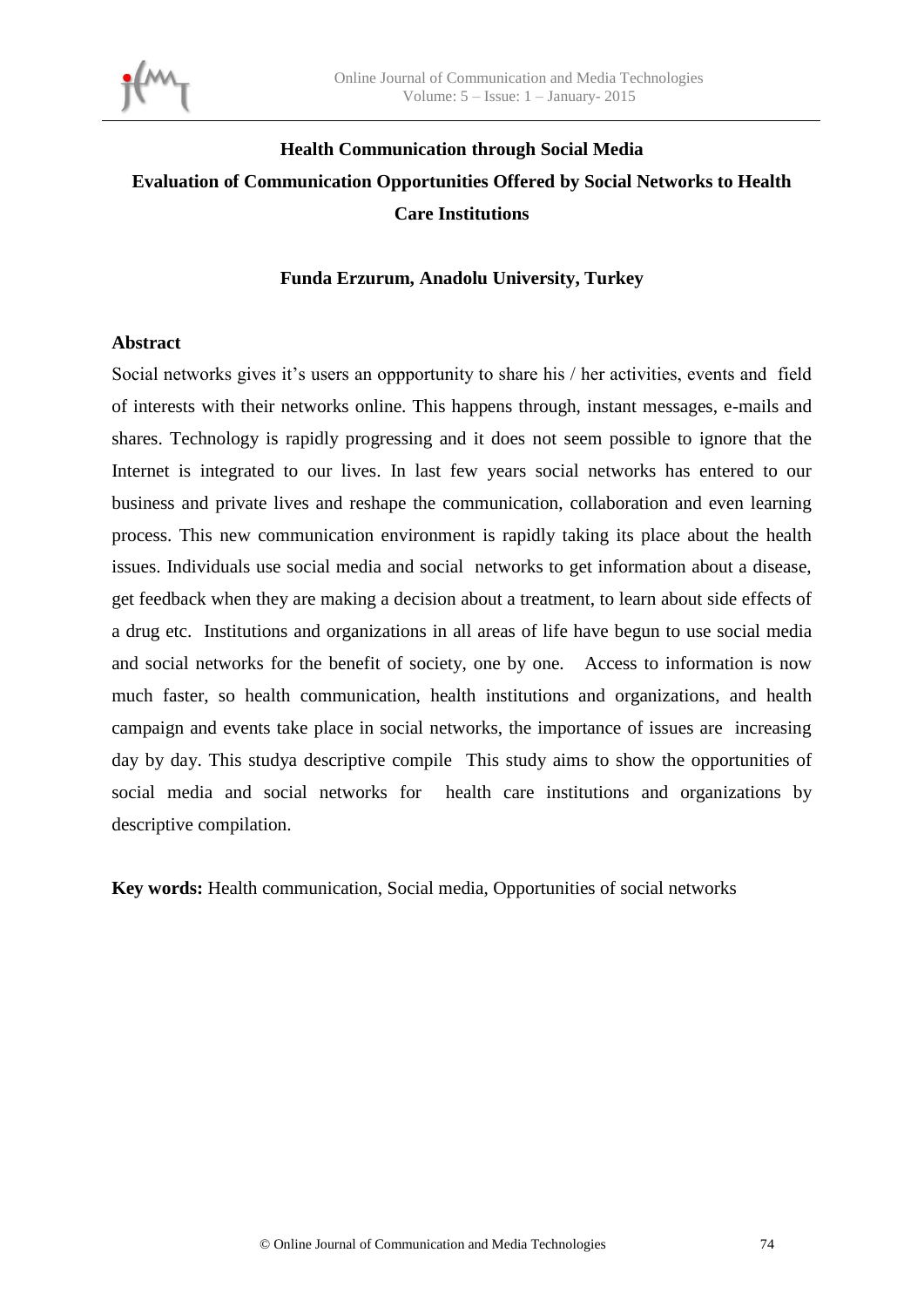# Health Communication through Social Media

## Evaluation of Communication Opportunities Offered by Social Networks to Health Care Institutions

**Funda Erzurum, Anadolu University, Turkey**

### Abstract

Social networks gives it's users an oppportunity to share his / her activities, events and field of interests with their networks online. This happens through, instant messages, e-mails and shares. Technology is rapidly progressing and it does not seem possible to ignore that the Internet is integrated to our lives. In last few years social networks has entered to our business and private lives and reshape the communication, collaboration and even learning process. This new communication environment is rapidly taking its place about the health issues. Individuals use social media and social networks to get information about a disease, get feedback when they are making a decision about a treatment, to learn about side effects of a drug etc. Institutions and organizations in all areas of life have begun to use social media and social networks for the benefit of society, one by one. Access to information is now much faster, so health communication, health institutions and organizations, and health campaign and events take place in social networks, the importance of issues are increasing day by day. This studya descriptive compile This study aims to show the opportunities of social media and social networks for health care institutions and organizations by descriptive compilation.

**Key words:** Health communication, Social media, Opportunities of social networks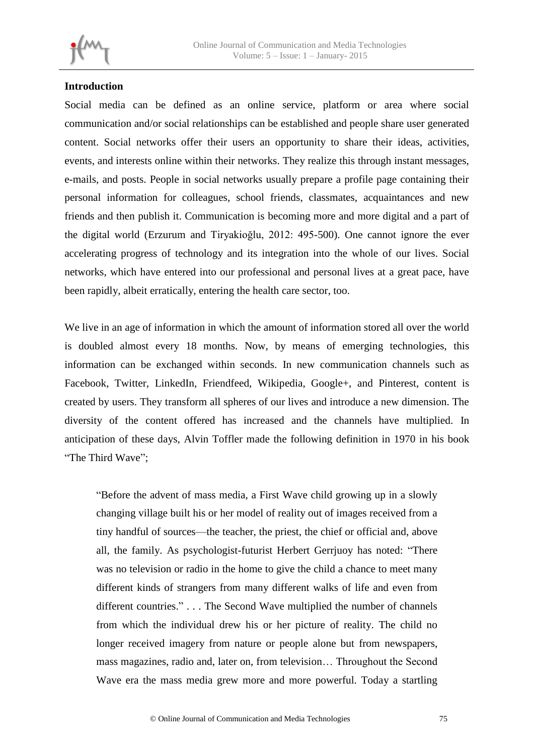## Introduction

Social media can be defined as an online service, platform or area where social communication and/or social relationships can be established and people share user generated content. Social networks offer their users an opportunity to share their ideas, activities, events, and interests online within their networks. They realize this through instant messages, e-mails, and posts. People in social networks usually prepare a profile page containing their personal information for colleagues, school friends, classmates, acquaintances and new friends and then publish it. Communication is becoming more and more digital and a part of the digital world (Erzurum and Tiryakioğlu, 2012: 495-500). One cannot ignore the ever accelerating progress of technology and its integration into the whole of our lives. Social networks, which have entered into our professional and personal lives at a great pace, have been rapidly, albeit erratically, entering the health care sector, too.

We live in an age of information in which the amount of information stored all over the world is doubled almost every 18 months. Now, by means of emerging technologies, this information can be exchanged within seconds. In new communication channels such as Facebook, Twitter, LinkedIn, Friendfeed, Wikipedia, Google+, and Pinterest, content is created by users. They transform all spheres of our lives and introduce a new dimension. The diversity of the content offered has increased and the channels have multiplied. In anticipation of these days, Alvin Toffler made the following definition in 1970 in his book "The Third Wave";

> "Before the advent of mass media, a First Wave child growing up in a slowly changing village built his or her model of reality out of images received from a tiny handful of sources—the teacher, the priest, the chief or official and, above all, the family. As psychologist-futurist Herbert Gerrjuoy has noted: "There was no television or radio in the home to give the child a chance to meet many different kinds of strangers from many different walks of life and even from different countries." . . . The Second Wave multiplied the number of channels from which the individual drew his or her picture of reality. The child no longer received imagery from nature or people alone but from newspapers, mass magazines, radio and, later on, from television… Throughout the Second Wave era the mass media grew more and more powerful. Today a startling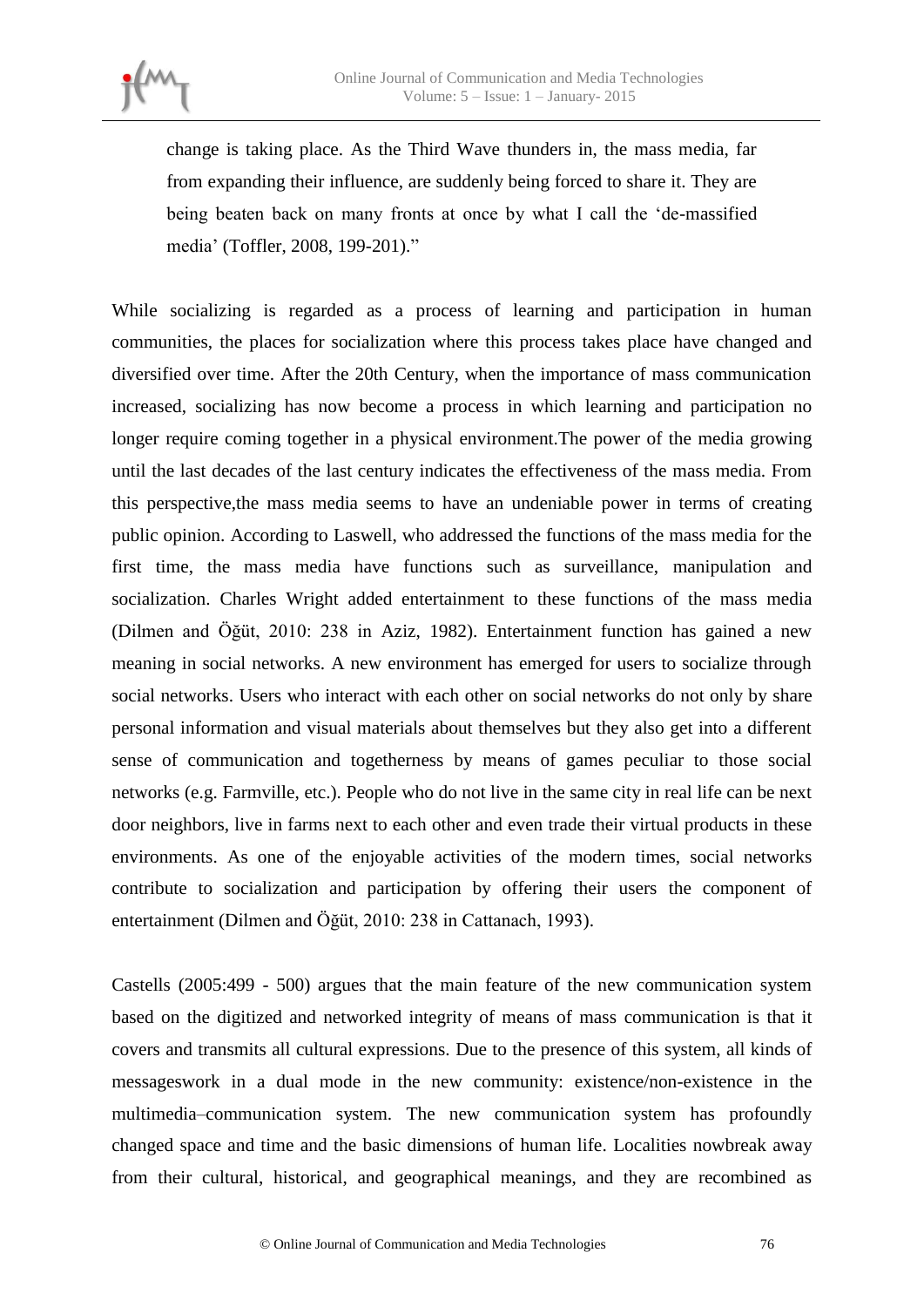> change is taking place. As the Third Wave thunders in, the mass media, far from expanding their influence, are suddenly being forced to share it. They are being beaten back on many fronts at once by what I call the 'de-massified media' (Toffler, 2008, 199-201)."

While socializing is regarded as a process of learning and participation in human communities, the places for socialization where this process takes place have changed and diversified over time. After the 20th Century, when the importance of mass communication increased, socializing has now become a process in which learning and participation no longer require coming together in a physical environment.The power of the media growing until the last decades of the last century indicates the effectiveness of the mass media. From this perspective,the mass media seems to have an undeniable power in terms of creating public opinion. According to Laswell, who addressed the functions of the mass media for the first time, the mass media have functions such as surveillance, manipulation and socialization. Charles Wright added entertainment to these functions of the mass media (Dilmen and Öğüt, 2010: 238 in Aziz, 1982). Entertainment function has gained a new meaning in social networks. A new environment has emerged for users to socialize through social networks. Users who interact with each other on social networks do not only by share personal information and visual materials about themselves but they also get into a different sense of communication and togetherness by means of games peculiar to those social networks (e.g. Farmville, etc.). People who do not live in the same city in real life can be next door neighbors, live in farms next to each other and even trade their virtual products in these environments. As one of the enjoyable activities of the modern times, social networks contribute to socialization and participation by offering their users the component of entertainment (Dilmen and Öğüt, 2010: 238 in Cattanach, 1993).

Castells (2005:499 - 500) argues that the main feature of the new communication system based on the digitized and networked integrity of means of mass communication is that it covers and transmits all cultural expressions. Due to the presence of this system, all kinds of messageswork in a dual mode in the new community: existence/non-existence in the multimedia–communication system. The new communication system has profoundly changed space and time and the basic dimensions of human life. Localities nowbreak away from their cultural, historical, and geographical meanings, and they are recombined as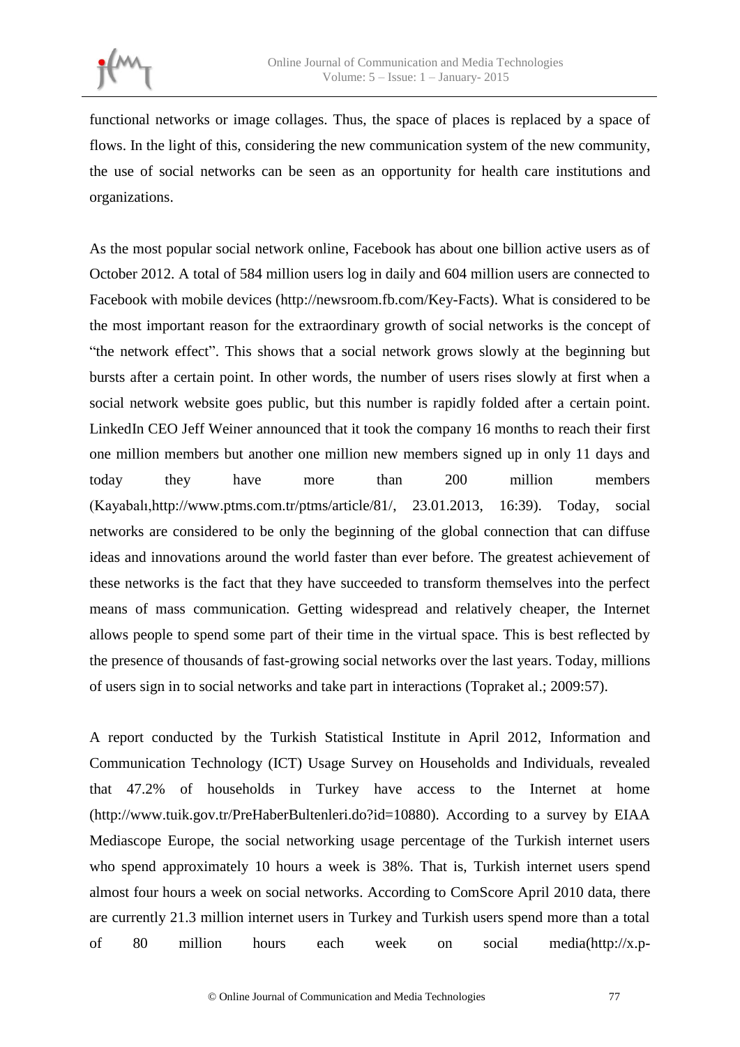functional networks or image collages. Thus, the space of places is replaced by a space of flows. In the light of this, considering the new communication system of the new community, the use of social networks can be seen as an opportunity for health care institutions and organizations.

As the most popular social network online, Facebook has about one billion active users as of October 2012. A total of 584 million users log in daily and 604 million users are connected to Facebook with mobile devices (http://newsroom.fb.com/Key-Facts). What is considered to be the most important reason for the extraordinary growth of social networks is the concept of "the network effect". This shows that a social network grows slowly at the beginning but bursts after a certain point. In other words, the number of users rises slowly at first when a social network website goes public, but this number is rapidly folded after a certain point. LinkedIn CEO Jeff Weiner announced that it took the company 16 months to reach their first one million members but another one million new members signed up in only 11 days and today they have more than 200 million members (Kayabalı,http://www.ptms.com.tr/ptms/article/81/, 23.01.2013, 16:39). Today, social networks are considered to be only the beginning of the global connection that can diffuse ideas and innovations around the world faster than ever before. The greatest achievement of these networks is the fact that they have succeeded to transform themselves into the perfect means of mass communication. Getting widespread and relatively cheaper, the Internet allows people to spend some part of their time in the virtual space. This is best reflected by the presence of thousands of fast-growing social networks over the last years. Today, millions of users sign in to social networks and take part in interactions (Topraket al.; 2009:57).

A report conducted by the Turkish Statistical Institute in April 2012, Information and Communication Technology (ICT) Usage Survey on Households and Individuals, revealed that 47.2% of households in Turkey have access to the Internet at home (http://www.tuik.gov.tr/PreHaberBultenleri.do?id=10880). According to a survey by EIAA Mediascope Europe, the social networking usage percentage of the Turkish internet users who spend approximately 10 hours a week is 38%. That is, Turkish internet users spend almost four hours a week on social networks. According to ComScore April 2010 data, there are currently 21.3 million internet users in Turkey and Turkish users spend more than a total of 80 million hours each week on social media(http://x.p-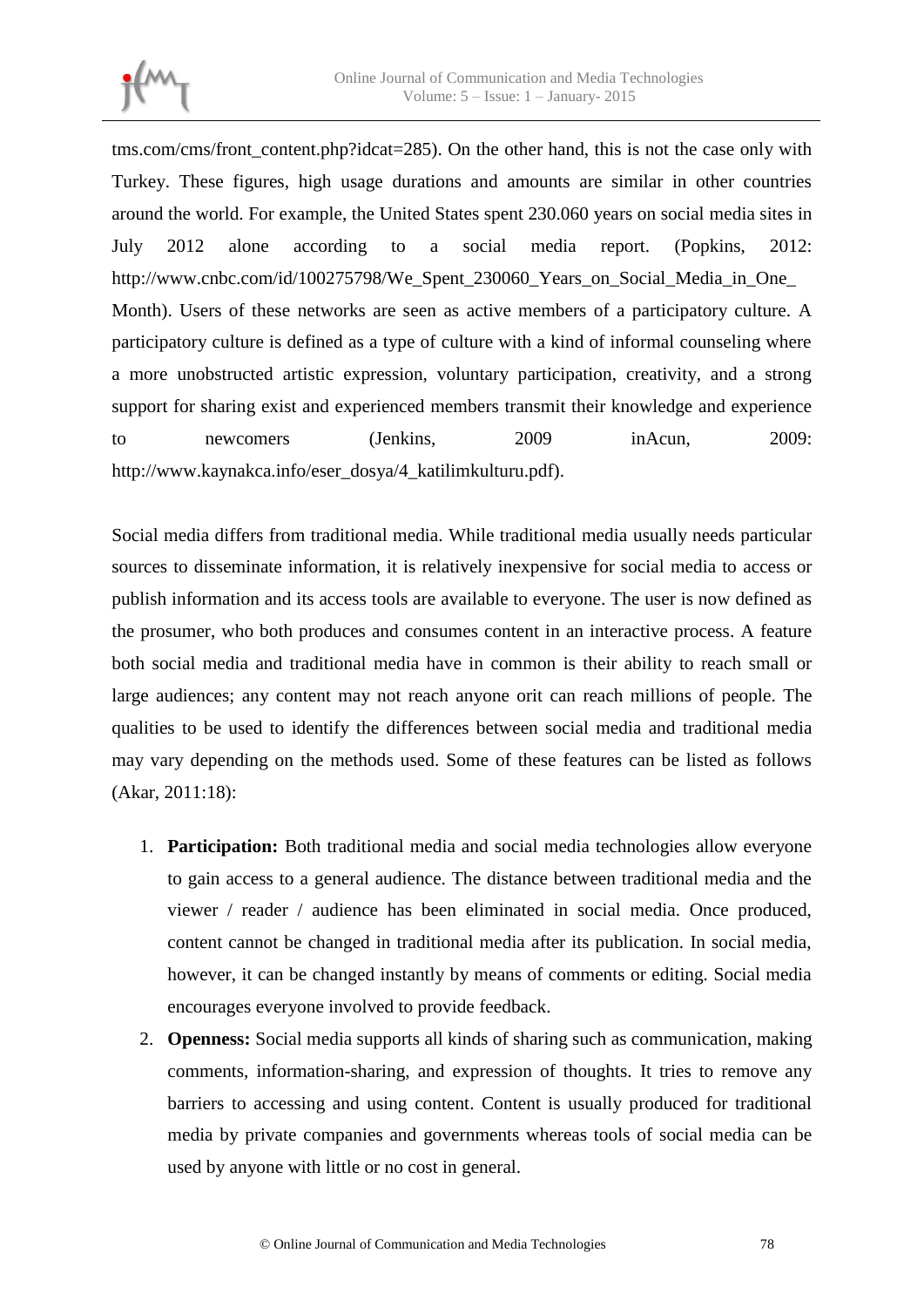tms.com/cms/front_content.php?idcat=285). On the other hand, this is not the case only with Turkey. These figures, high usage durations and amounts are similar in other countries around the world. For example, the United States spent 230.060 years on social media sites in July 2012 alone according to a social media report. (Popkins, 2012: http://www.cnbc.com/id/100275798/We_Spent_230060_Years_on_Social_Media_in_One_Month). Users of these networks are seen as active members of a participatory culture. A participatory culture is defined as a type of culture with a kind of informal counseling where a more unobstructed artistic expression, voluntary participation, creativity, and a strong support for sharing exist and experienced members transmit their knowledge and experience to newcomers (Jenkins, 2009 inAcun, 2009: http://www.kaynakca.info/eser_dosya/4_katilimkulturu.pdf).

Social media differs from traditional media. While traditional media usually needs particular sources to disseminate information, it is relatively inexpensive for social media to access or publish information and its access tools are available to everyone. The user is now defined as the prosumer, who both produces and consumes content in an interactive process. A feature both social media and traditional media have in common is their ability to reach small or large audiences; any content may not reach anyone orit can reach millions of people. The qualities to be used to identify the differences between social media and traditional media may vary depending on the methods used. Some of these features can be listed as follows (Akar, 2011:18):

1. **Participation:** Both traditional media and social media technologies allow everyone to gain access to a general audience. The distance between traditional media and the viewer / reader / audience has been eliminated in social media. Once produced, content cannot be changed in traditional media after its publication. In social media, however, it can be changed instantly by means of comments or editing. Social media encourages everyone involved to provide feedback.
2. **Openness:** Social media supports all kinds of sharing such as communication, making comments, information-sharing, and expression of thoughts. It tries to remove any barriers to accessing and using content. Content is usually produced for traditional media by private companies and governments whereas tools of social media can be used by anyone with little or no cost in general.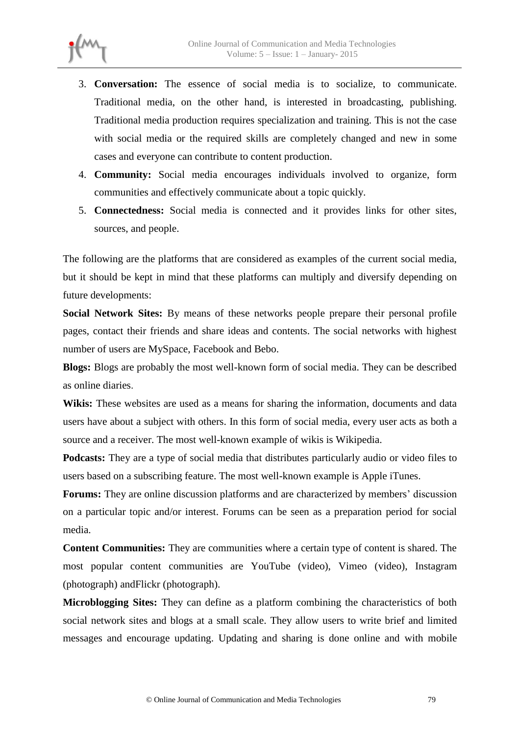3. **Conversation:** The essence of social media is to socialize, to communicate. Traditional media, on the other hand, is interested in broadcasting, publishing. Traditional media production requires specialization and training. This is not the case with social media or the required skills are completely changed and new in some cases and everyone can contribute to content production.
4. **Community:** Social media encourages individuals involved to organize, form communities and effectively communicate about a topic quickly.
5. **Connectedness:** Social media is connected and it provides links for other sites, sources, and people.

The following are the platforms that are considered as examples of the current social media, but it should be kept in mind that these platforms can multiply and diversify depending on future developments:

**Social Network Sites:** By means of these networks people prepare their personal profile pages, contact their friends and share ideas and contents. The social networks with highest number of users are MySpace, Facebook and Bebo.

**Blogs:** Blogs are probably the most well-known form of social media. They can be described as online diaries.

**Wikis:** These websites are used as a means for sharing the information, documents and data users have about a subject with others. In this form of social media, every user acts as both a source and a receiver. The most well-known example of wikis is Wikipedia.

**Podcasts:** They are a type of social media that distributes particularly audio or video files to users based on a subscribing feature. The most well-known example is Apple iTunes.

**Forums:** They are online discussion platforms and are characterized by members' discussion on a particular topic and/or interest. Forums can be seen as a preparation period for social media.

**Content Communities:** They are communities where a certain type of content is shared. The most popular content communities are YouTube (video), Vimeo (video), Instagram (photograph) andFlickr (photograph).

**Microblogging Sites:** They can define as a platform combining the characteristics of both social network sites and blogs at a small scale. They allow users to write brief and limited messages and encourage updating. Updating and sharing is done online and with mobile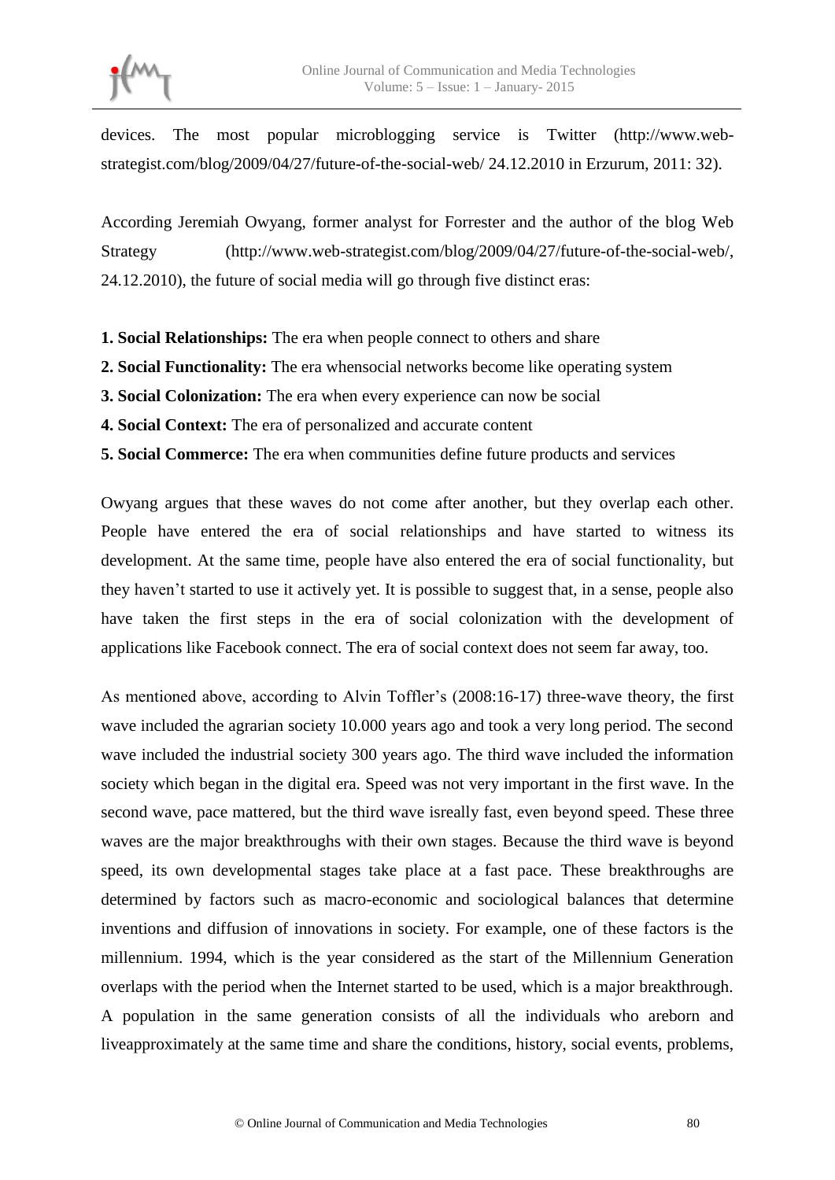devices. The most popular microblogging service is Twitter (http://www.web-strategist.com/blog/2009/04/27/future-of-the-social-web/ 24.12.2010 in Erzurum, 2011: 32).

According Jeremiah Owyang, former analyst for Forrester and the author of the blog Web Strategy (http://www.web-strategist.com/blog/2009/04/27/future-of-the-social-web/, 24.12.2010), the future of social media will go through five distinct eras:

**1. Social Relationships:** The era when people connect to others and share
**2. Social Functionality:** The era whensocial networks become like operating system
**3. Social Colonization:** The era when every experience can now be social
**4. Social Context:** The era of personalized and accurate content
**5. Social Commerce:** The era when communities define future products and services

Owyang argues that these waves do not come after another, but they overlap each other. People have entered the era of social relationships and have started to witness its development. At the same time, people have also entered the era of social functionality, but they haven't started to use it actively yet. It is possible to suggest that, in a sense, people also have taken the first steps in the era of social colonization with the development of applications like Facebook connect. The era of social context does not seem far away, too.

As mentioned above, according to Alvin Toffler's (2008:16-17) three-wave theory, the first wave included the agrarian society 10.000 years ago and took a very long period. The second wave included the industrial society 300 years ago. The third wave included the information society which began in the digital era. Speed was not very important in the first wave. In the second wave, pace mattered, but the third wave isreally fast, even beyond speed. These three waves are the major breakthroughs with their own stages. Because the third wave is beyond speed, its own developmental stages take place at a fast pace. These breakthroughs are determined by factors such as macro-economic and sociological balances that determine inventions and diffusion of innovations in society. For example, one of these factors is the millennium. 1994, which is the year considered as the start of the Millennium Generation overlaps with the period when the Internet started to be used, which is a major breakthrough. A population in the same generation consists of all the individuals who areborn and liveapproximately at the same time and share the conditions, history, social events, problems,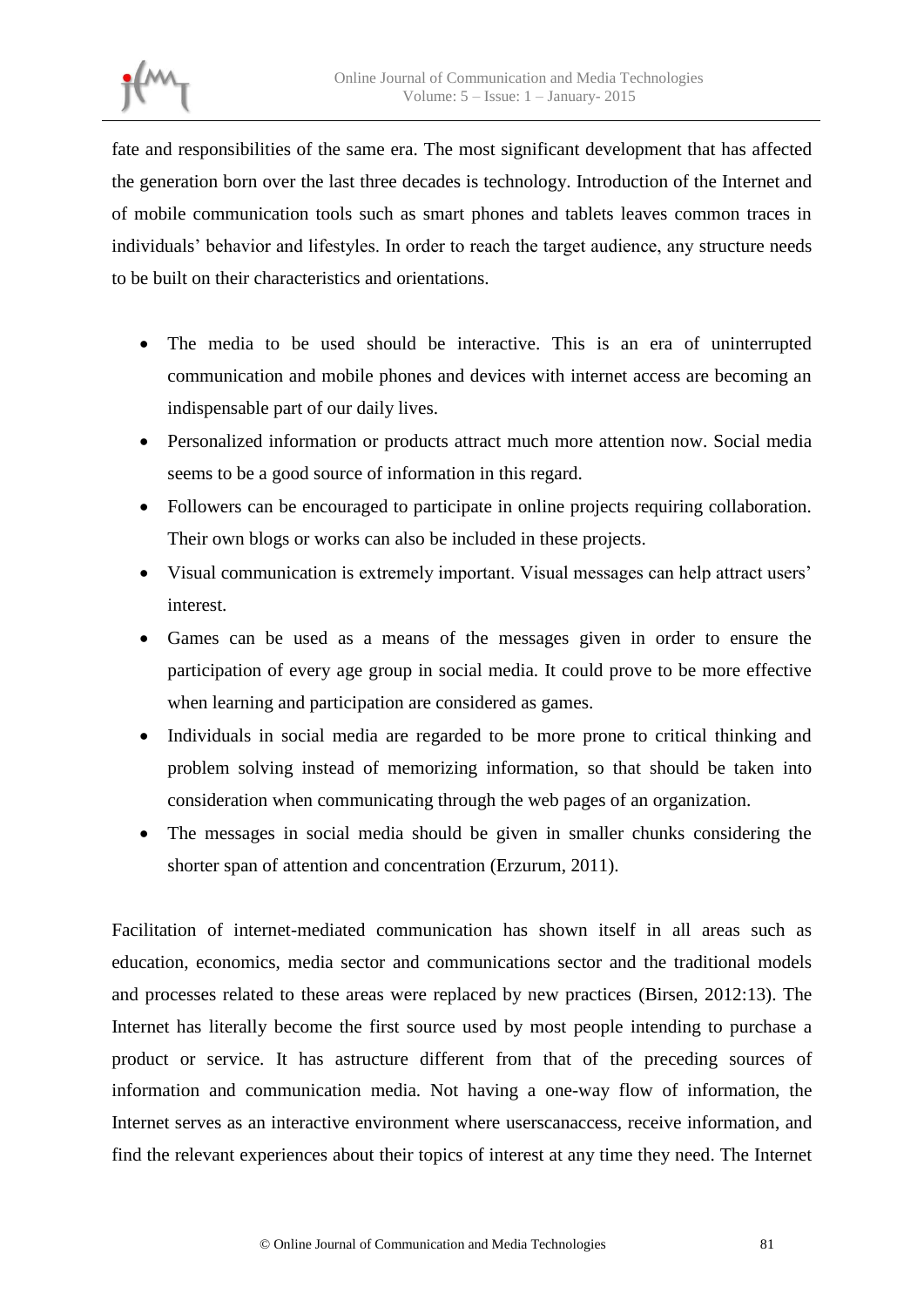fate and responsibilities of the same era. The most significant development that has affected the generation born over the last three decades is technology. Introduction of the Internet and of mobile communication tools such as smart phones and tablets leaves common traces in individuals' behavior and lifestyles. In order to reach the target audience, any structure needs to be built on their characteristics and orientations.

- The media to be used should be interactive. This is an era of uninterrupted communication and mobile phones and devices with internet access are becoming an indispensable part of our daily lives.
- Personalized information or products attract much more attention now. Social media seems to be a good source of information in this regard.
- Followers can be encouraged to participate in online projects requiring collaboration. Their own blogs or works can also be included in these projects.
- Visual communication is extremely important. Visual messages can help attract users' interest.
- Games can be used as a means of the messages given in order to ensure the participation of every age group in social media. It could prove to be more effective when learning and participation are considered as games.
- Individuals in social media are regarded to be more prone to critical thinking and problem solving instead of memorizing information, so that should be taken into consideration when communicating through the web pages of an organization.
- The messages in social media should be given in smaller chunks considering the shorter span of attention and concentration (Erzurum, 2011).

Facilitation of internet-mediated communication has shown itself in all areas such as education, economics, media sector and communications sector and the traditional models and processes related to these areas were replaced by new practices (Birsen, 2012:13). The Internet has literally become the first source used by most people intending to purchase a product or service. It has astructure different from that of the preceding sources of information and communication media. Not having a one-way flow of information, the Internet serves as an interactive environment where userscanaccess, receive information, and find the relevant experiences about their topics of interest at any time they need. The Internet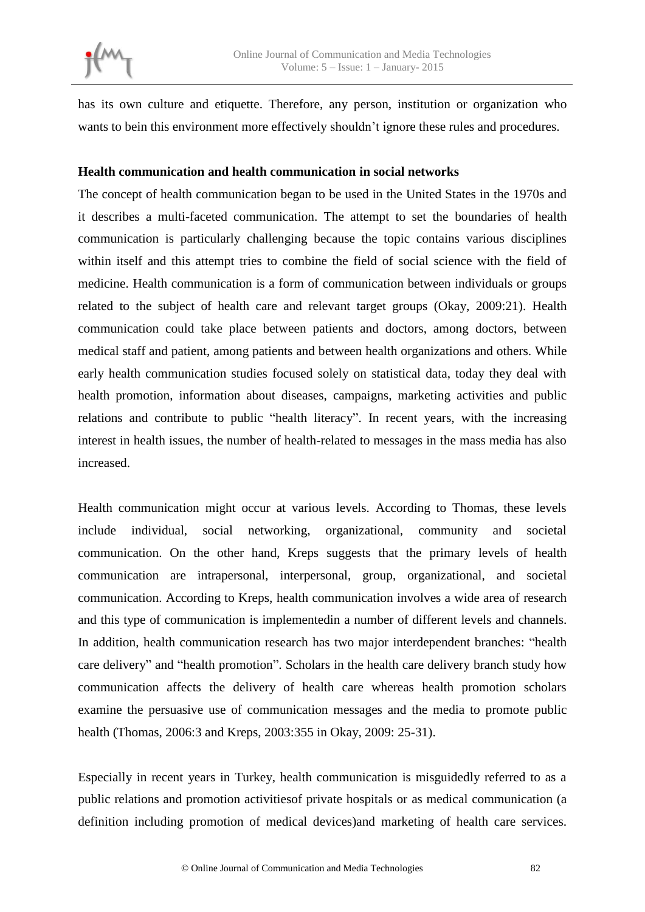has its own culture and etiquette. Therefore, any person, institution or organization who wants to bein this environment more effectively shouldn't ignore these rules and procedures.

**Health communication and health communication in social networks**

The concept of health communication began to be used in the United States in the 1970s and it describes a multi-faceted communication. The attempt to set the boundaries of health communication is particularly challenging because the topic contains various disciplines within itself and this attempt tries to combine the field of social science with the field of medicine. Health communication is a form of communication between individuals or groups related to the subject of health care and relevant target groups (Okay, 2009:21). Health communication could take place between patients and doctors, among doctors, between medical staff and patient, among patients and between health organizations and others. While early health communication studies focused solely on statistical data, today they deal with health promotion, information about diseases, campaigns, marketing activities and public relations and contribute to public "health literacy". In recent years, with the increasing interest in health issues, the number of health-related to messages in the mass media has also increased.

Health communication might occur at various levels. According to Thomas, these levels include individual, social networking, organizational, community and societal communication. On the other hand, Kreps suggests that the primary levels of health communication are intrapersonal, interpersonal, group, organizational, and societal communication. According to Kreps, health communication involves a wide area of research and this type of communication is implementedin a number of different levels and channels. In addition, health communication research has two major interdependent branches: "health care delivery" and "health promotion". Scholars in the health care delivery branch study how communication affects the delivery of health care whereas health promotion scholars examine the persuasive use of communication messages and the media to promote public health (Thomas, 2006:3 and Kreps, 2003:355 in Okay, 2009: 25-31).

Especially in recent years in Turkey, health communication is misguidedly referred to as a public relations and promotion activitiesof private hospitals or as medical communication (a definition including promotion of medical devices)and marketing of health care services.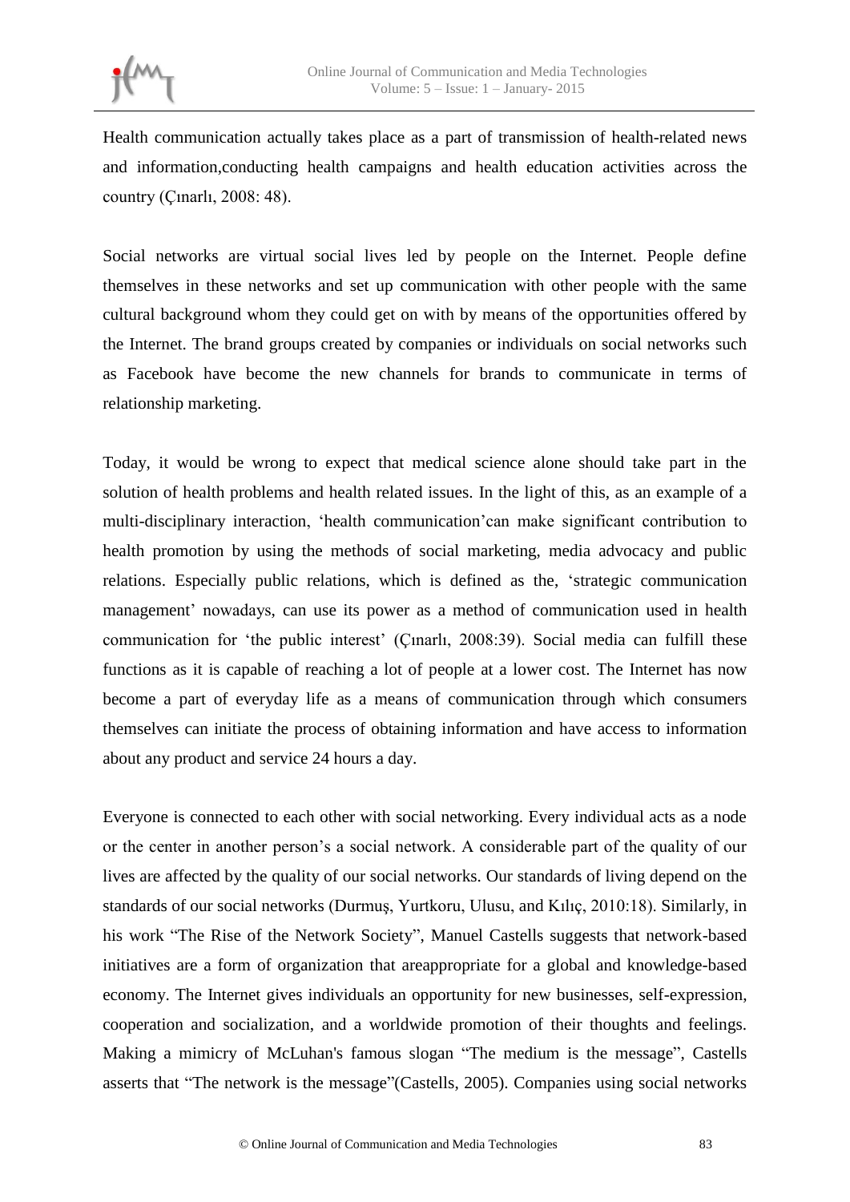Health communication actually takes place as a part of transmission of health-related news and information,conducting health campaigns and health education activities across the country (Çınarlı, 2008: 48).

Social networks are virtual social lives led by people on the Internet. People define themselves in these networks and set up communication with other people with the same cultural background whom they could get on with by means of the opportunities offered by the Internet. The brand groups created by companies or individuals on social networks such as Facebook have become the new channels for brands to communicate in terms of relationship marketing.

Today, it would be wrong to expect that medical science alone should take part in the solution of health problems and health related issues. In the light of this, as an example of a multi-disciplinary interaction, 'health communication'can make significant contribution to health promotion by using the methods of social marketing, media advocacy and public relations. Especially public relations, which is defined as the, 'strategic communication management' nowadays, can use its power as a method of communication used in health communication for 'the public interest' (Çınarlı, 2008:39). Social media can fulfill these functions as it is capable of reaching a lot of people at a lower cost. The Internet has now become a part of everyday life as a means of communication through which consumers themselves can initiate the process of obtaining information and have access to information about any product and service 24 hours a day.

Everyone is connected to each other with social networking. Every individual acts as a node or the center in another person's a social network. A considerable part of the quality of our lives are affected by the quality of our social networks. Our standards of living depend on the standards of our social networks (Durmuş, Yurtkoru, Ulusu, and Kılıç, 2010:18). Similarly, in his work "The Rise of the Network Society", Manuel Castells suggests that network-based initiatives are a form of organization that areappropriate for a global and knowledge-based economy. The Internet gives individuals an opportunity for new businesses, self-expression, cooperation and socialization, and a worldwide promotion of their thoughts and feelings. Making a mimicry of McLuhan's famous slogan "The medium is the message", Castells asserts that "The network is the message"(Castells, 2005). Companies using social networks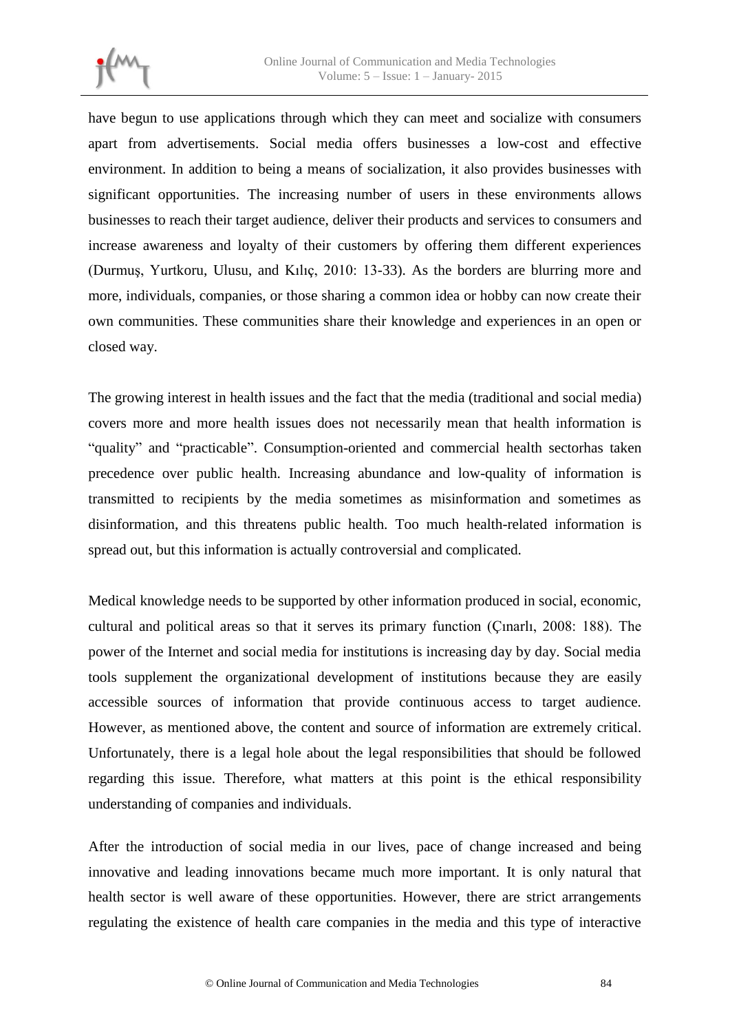have begun to use applications through which they can meet and socialize with consumers apart from advertisements. Social media offers businesses a low-cost and effective environment. In addition to being a means of socialization, it also provides businesses with significant opportunities. The increasing number of users in these environments allows businesses to reach their target audience, deliver their products and services to consumers and increase awareness and loyalty of their customers by offering them different experiences (Durmuş, Yurtkoru, Ulusu, and Kılıç, 2010: 13-33). As the borders are blurring more and more, individuals, companies, or those sharing a common idea or hobby can now create their own communities. These communities share their knowledge and experiences in an open or closed way.

The growing interest in health issues and the fact that the media (traditional and social media) covers more and more health issues does not necessarily mean that health information is "quality" and "practicable". Consumption-oriented and commercial health sectorhas taken precedence over public health. Increasing abundance and low-quality of information is transmitted to recipients by the media sometimes as misinformation and sometimes as disinformation, and this threatens public health. Too much health-related information is spread out, but this information is actually controversial and complicated.

Medical knowledge needs to be supported by other information produced in social, economic, cultural and political areas so that it serves its primary function (Çınarlı, 2008: 188). The power of the Internet and social media for institutions is increasing day by day. Social media tools supplement the organizational development of institutions because they are easily accessible sources of information that provide continuous access to target audience. However, as mentioned above, the content and source of information are extremely critical. Unfortunately, there is a legal hole about the legal responsibilities that should be followed regarding this issue. Therefore, what matters at this point is the ethical responsibility understanding of companies and individuals.

After the introduction of social media in our lives, pace of change increased and being innovative and leading innovations became much more important. It is only natural that health sector is well aware of these opportunities. However, there are strict arrangements regulating the existence of health care companies in the media and this type of interactive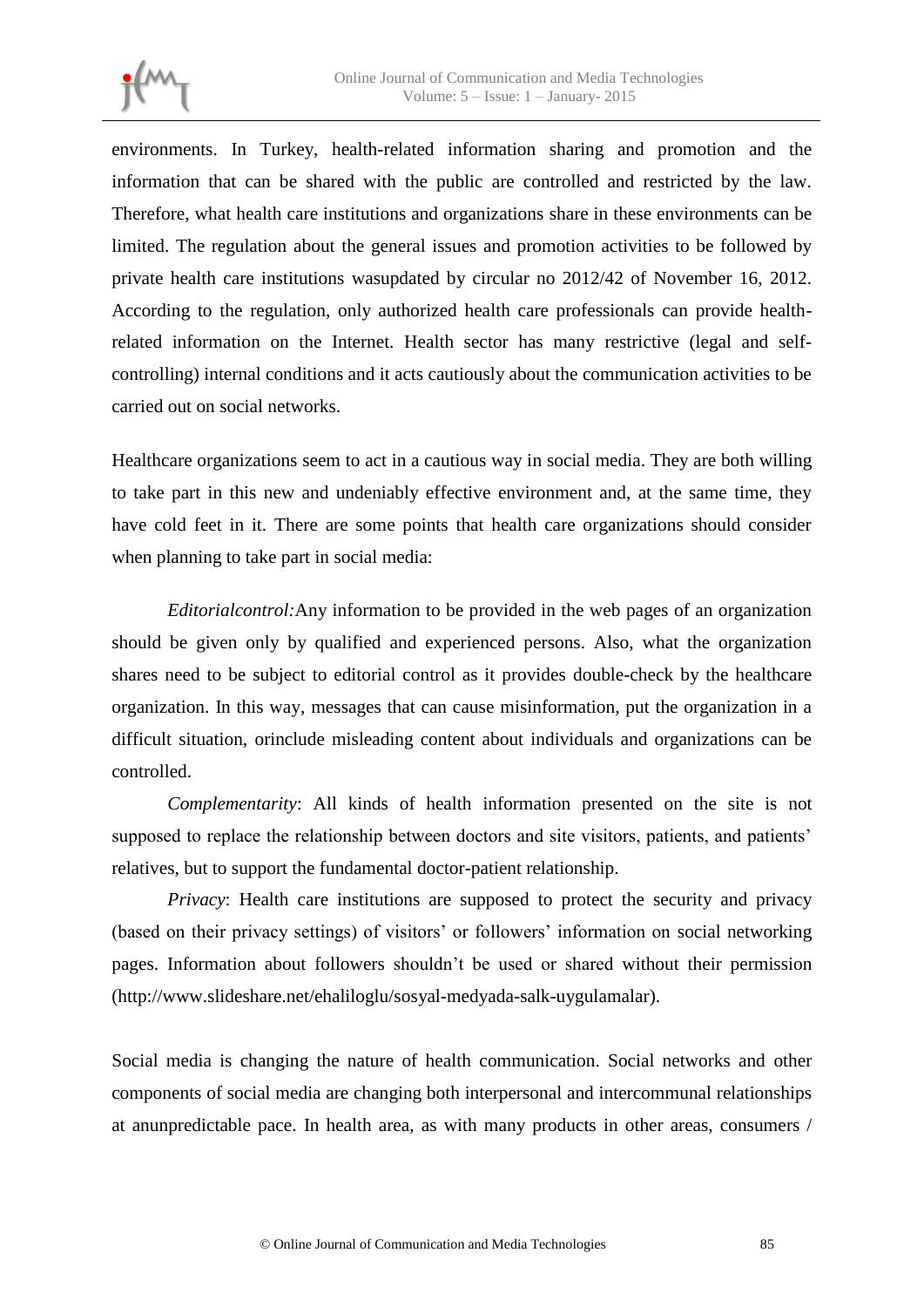environments. In Turkey, health-related information sharing and promotion and the information that can be shared with the public are controlled and restricted by the law. Therefore, what health care institutions and organizations share in these environments can be limited. The regulation about the general issues and promotion activities to be followed by private health care institutions wasupdated by circular no 2012/42 of November 16, 2012. According to the regulation, only authorized health care professionals can provide health-related information on the Internet. Health sector has many restrictive (legal and self-controlling) internal conditions and it acts cautiously about the communication activities to be carried out on social networks.

Healthcare organizations seem to act in a cautious way in social media. They are both willing to take part in this new and undeniably effective environment and, at the same time, they have cold feet in it. There are some points that health care organizations should consider when planning to take part in social media:

*Editorialcontrol:*Any information to be provided in the web pages of an organization should be given only by qualified and experienced persons. Also, what the organization shares need to be subject to editorial control as it provides double-check by the healthcare organization. In this way, messages that can cause misinformation, put the organization in a difficult situation, orinclude misleading content about individuals and organizations can be controlled.

*Complementarity*: All kinds of health information presented on the site is not supposed to replace the relationship between doctors and site visitors, patients, and patients' relatives, but to support the fundamental doctor-patient relationship.

*Privacy*: Health care institutions are supposed to protect the security and privacy (based on their privacy settings) of visitors' or followers' information on social networking pages. Information about followers shouldn't be used or shared without their permission (http://www.slideshare.net/ehaliloglu/sosyal-medyada-salk-uygulamalar).

Social media is changing the nature of health communication. Social networks and other components of social media are changing both interpersonal and intercommunal relationships at anunpredictable pace. In health area, as with many products in other areas, consumers /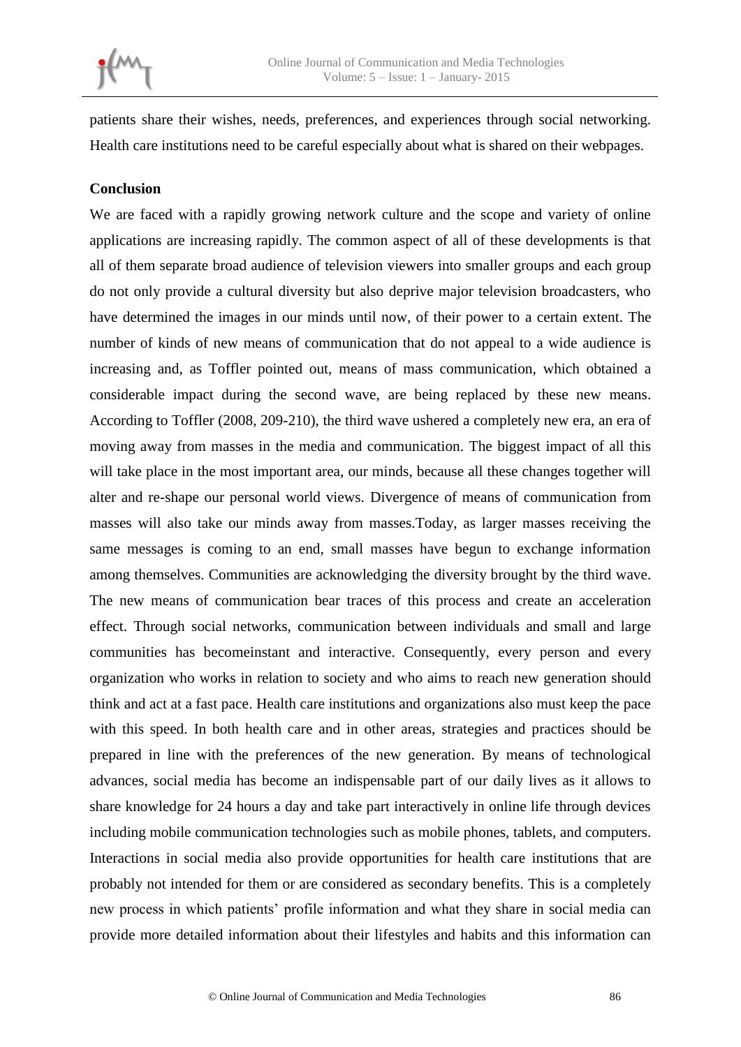patients share their wishes, needs, preferences, and experiences through social networking. Health care institutions need to be careful especially about what is shared on their webpages.

**Conclusion**

We are faced with a rapidly growing network culture and the scope and variety of online applications are increasing rapidly. The common aspect of all of these developments is that all of them separate broad audience of television viewers into smaller groups and each group do not only provide a cultural diversity but also deprive major television broadcasters, who have determined the images in our minds until now, of their power to a certain extent. The number of kinds of new means of communication that do not appeal to a wide audience is increasing and, as Toffler pointed out, means of mass communication, which obtained a considerable impact during the second wave, are being replaced by these new means. According to Toffler (2008, 209-210), the third wave ushered a completely new era, an era of moving away from masses in the media and communication. The biggest impact of all this will take place in the most important area, our minds, because all these changes together will alter and re-shape our personal world views. Divergence of means of communication from masses will also take our minds away from masses.Today, as larger masses receiving the same messages is coming to an end, small masses have begun to exchange information among themselves. Communities are acknowledging the diversity brought by the third wave. The new means of communication bear traces of this process and create an acceleration effect. Through social networks, communication between individuals and small and large communities has becomeinstant and interactive. Consequently, every person and every organization who works in relation to society and who aims to reach new generation should think and act at a fast pace. Health care institutions and organizations also must keep the pace with this speed. In both health care and in other areas, strategies and practices should be prepared in line with the preferences of the new generation. By means of technological advances, social media has become an indispensable part of our daily lives as it allows to share knowledge for 24 hours a day and take part interactively in online life through devices including mobile communication technologies such as mobile phones, tablets, and computers. Interactions in social media also provide opportunities for health care institutions that are probably not intended for them or are considered as secondary benefits. This is a completely new process in which patients' profile information and what they share in social media can provide more detailed information about their lifestyles and habits and this information can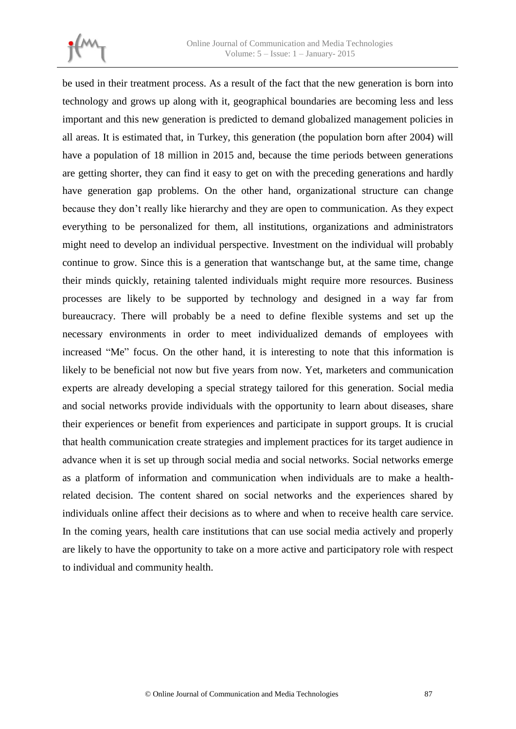be used in their treatment process. As a result of the fact that the new generation is born into technology and grows up along with it, geographical boundaries are becoming less and less important and this new generation is predicted to demand globalized management policies in all areas. It is estimated that, in Turkey, this generation (the population born after 2004) will have a population of 18 million in 2015 and, because the time periods between generations are getting shorter, they can find it easy to get on with the preceding generations and hardly have generation gap problems. On the other hand, organizational structure can change because they don't really like hierarchy and they are open to communication. As they expect everything to be personalized for them, all institutions, organizations and administrators might need to develop an individual perspective. Investment on the individual will probably continue to grow. Since this is a generation that wantschange but, at the same time, change their minds quickly, retaining talented individuals might require more resources. Business processes are likely to be supported by technology and designed in a way far from bureaucracy. There will probably be a need to define flexible systems and set up the necessary environments in order to meet individualized demands of employees with increased "Me" focus. On the other hand, it is interesting to note that this information is likely to be beneficial not now but five years from now. Yet, marketers and communication experts are already developing a special strategy tailored for this generation. Social media and social networks provide individuals with the opportunity to learn about diseases, share their experiences or benefit from experiences and participate in support groups. It is crucial that health communication create strategies and implement practices for its target audience in advance when it is set up through social media and social networks. Social networks emerge as a platform of information and communication when individuals are to make a health-related decision. The content shared on social networks and the experiences shared by individuals online affect their decisions as to where and when to receive health care service. In the coming years, health care institutions that can use social media actively and properly are likely to have the opportunity to take on a more active and participatory role with respect to individual and community health.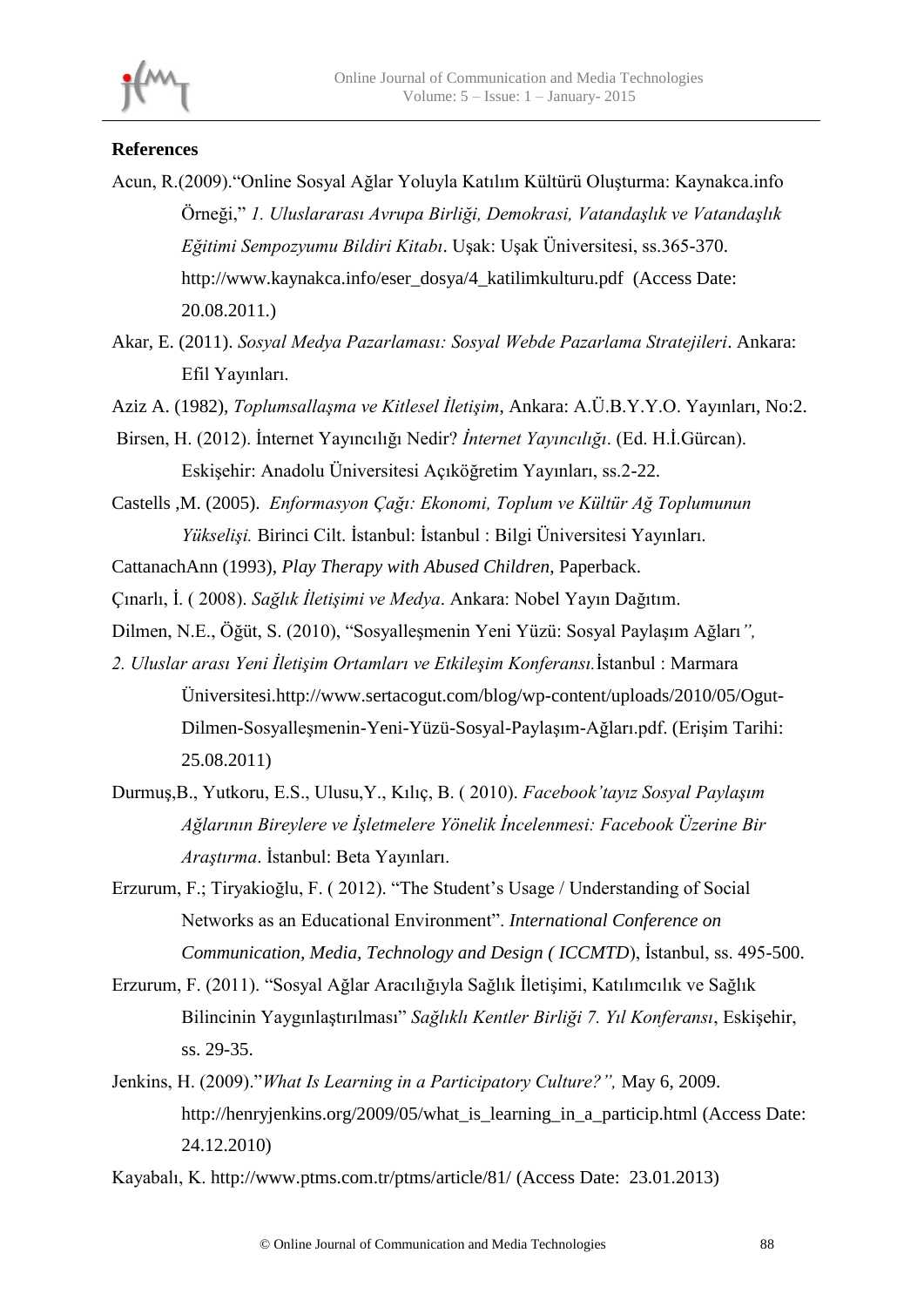## References

Acun, R.(2009).“Online Sosyal Ağlar Yoluyla Katılım Kültürü Oluşturma: Kaynakca.info Örneği,” *1. Uluslararası Avrupa Birliği, Demokrasi, Vatandaşlık ve Vatandaşlık Eğitimi Sempozyumu Bildiri Kitabı*. Uşak: Uşak Üniversitesi, ss.365-370. http://www.kaynakca.info/eser_dosya/4_katilimkulturu.pdf (Access Date: 20.08.2011.)

Akar, E. (2011). *Sosyal Medya Pazarlaması: Sosyal Webde Pazarlama Stratejileri*. Ankara: Efil Yayınları.

Aziz A. (1982), *Toplumsallaşma ve Kitlesel İletişim*, Ankara: A.Ü.B.Y.Y.O. Yayınları, No:2.

Birsen, H. (2012). İnternet Yayıncılığı Nedir? *İnternet Yayıncılığı*. (Ed. H.İ.Gürcan). Eskişehir: Anadolu Üniversitesi Açıköğretim Yayınları, ss.2-22.

Castells ,M. (2005). *Enformasyon Çağı: Ekonomi, Toplum ve Kültür Ağ Toplumunun Yükselişi.* Birinci Cilt. İstanbul: İstanbul : Bilgi Üniversitesi Yayınları.

CattanachAnn (1993), *Play Therapy with Abused Children*, Paperback.

Çınarlı, İ. ( 2008). *Sağlık İletişimi ve Medya*. Ankara: Nobel Yayın Dağıtım.

Dilmen, N.E., Öğüt, S. (2010), “Sosyalleşmenin Yeni Yüzü: Sosyal Paylaşım Ağları*”, 2. Uluslar arası Yeni İletişim Ortamları ve Etkileşim Konferansı.*İstanbul : Marmara Üniversitesi.http://www.sertacogut.com/blog/wp-content/uploads/2010/05/Ogut-Dilmen-Sosyalleşmenin-Yeni-Yüzü-Sosyal-Paylaşım-Ağları.pdf. (Erişim Tarihi: 25.08.2011)

Durmuş,B., Yutkoru, E.S., Ulusu,Y., Kılıç, B. ( 2010). *Facebook'tayız Sosyal Paylaşım Ağlarının Bireylere ve İşletmelere Yönelik İncelenmesi: Facebook Üzerine Bir Araştırma*. İstanbul: Beta Yayınları.

Erzurum, F.; Tiryakioğlu, F. ( 2012). “The Student's Usage / Understanding of Social Networks as an Educational Environment”. *International Conference on Communication, Media, Technology and Design ( ICCMTD*), İstanbul, ss. 495-500.

Erzurum, F. (2011). “Sosyal Ağlar Aracılığıyla Sağlık İletişimi, Katılımcılık ve Sağlık Bilincinin Yaygınlaştırılması” *Sağlıklı Kentler Birliği 7. Yıl Konferansı*, Eskişehir, ss. 29-35.

Jenkins, H. (2009).”*What Is Learning in a Participatory Culture?”,* May 6, 2009. http://henryjenkins.org/2009/05/what_is_learning_in_a_particip.html (Access Date: 24.12.2010)

Kayabalı, K. http://www.ptms.com.tr/ptms/article/81/ (Access Date: 23.01.2013)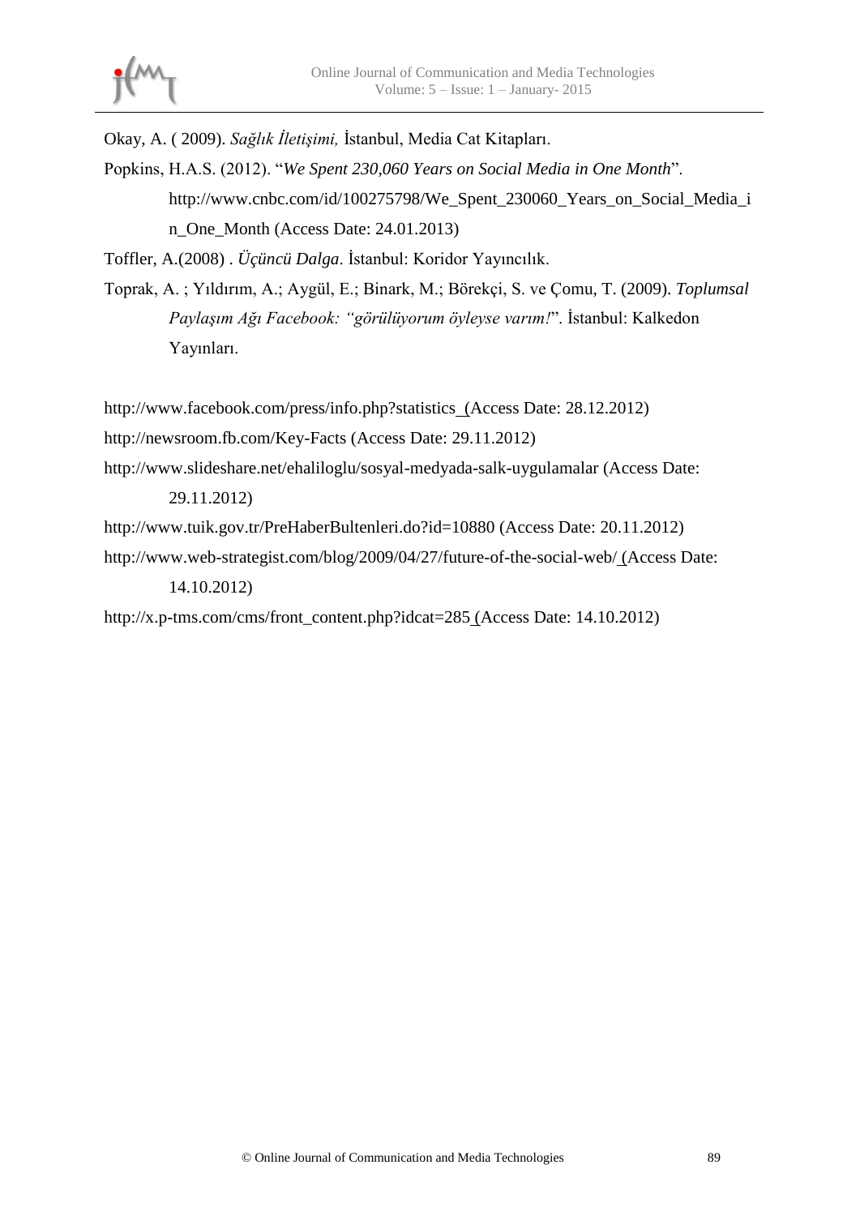Okay, A. ( 2009). *Sağlık İletişimi,* İstanbul, Media Cat Kitapları.

Popkins, H.A.S. (2012). "*We Spent 230,060 Years on Social Media in One Month*". http://www.cnbc.com/id/100275798/We_Spent_230060_Years_on_Social_Media_in_One_Month (Access Date: 24.01.2013)

Toffler, A.(2008) . *Üçüncü Dalga*. İstanbul: Koridor Yayıncılık.

Toprak, A. ; Yıldırım, A.; Aygül, E.; Binark, M.; Börekçi, S. ve Çomu, T. (2009). *Toplumsal Paylaşım Ağı Facebook: "görülüyorum öyleyse varım!*". İstanbul: Kalkedon Yayınları.

http://www.facebook.com/press/info.php?statistics (Access Date: 28.12.2012)

http://newsroom.fb.com/Key-Facts (Access Date: 29.11.2012)

http://www.slideshare.net/ehaliloglu/sosyal-medyada-salk-uygulamalar (Access Date: 29.11.2012)

http://www.tuik.gov.tr/PreHaberBultenleri.do?id=10880 (Access Date: 20.11.2012)

http://www.web-strategist.com/blog/2009/04/27/future-of-the-social-web/ (Access Date: 14.10.2012)

http://x.p-tms.com/cms/front_content.php?idcat=285 (Access Date: 14.10.2012)